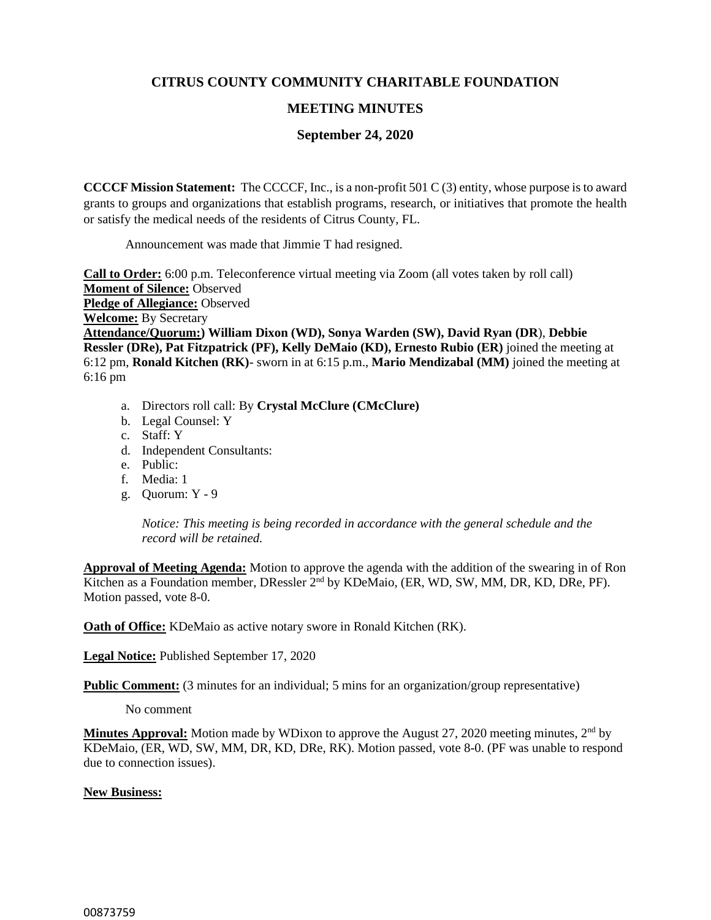# CITRUS COUNTY COMMUNITY CHARITABLE FOUNDATION

## MEETING MINUTES

### September 24, 2020

**CCCCF Mission Statement:** The CCCCF, Inc., is a non-profit 501 C (3) entity, whose purpose is to award grants to groups and organizations that establish programs, research, or initiatives that promote the health or satisfy the medical needs of the residents of Citrus County, FL.

Announcement was made that Jimmie T had resigned.

**Call to Order:** 6:00 p.m. Teleconference virtual meeting via Zoom (all votes taken by roll call)
**Moment of Silence:** Observed
**Pledge of Allegiance:** Observed
**Welcome:** By Secretary
**Attendance/Quorum:) William Dixon (WD), Sonya Warden (SW), David Ryan (DR)**, **Debbie Ressler (DRe), Pat Fitzpatrick (PF), Kelly DeMaio (KD), Ernesto Rubio (ER)** joined the meeting at 6:12 pm, **Ronald Kitchen (RK)**- sworn in at 6:15 p.m., **Mario Mendizabal (MM)** joined the meeting at 6:16 pm

a. Directors roll call: By **Crystal McClure (CMcClure)**
b. Legal Counsel: Y
c. Staff: Y
d. Independent Consultants:
e. Public:
f. Media: 1
g. Quorum: Y - 9

*Notice: This meeting is being recorded in accordance with the general schedule and the record will be retained.*

**Approval of Meeting Agenda:** Motion to approve the agenda with the addition of the swearing in of Ron Kitchen as a Foundation member, DRessler 2nd by KDeMaio, (ER, WD, SW, MM, DR, KD, DRe, PF). Motion passed, vote 8-0.

**Oath of Office:** KDeMaio as active notary swore in Ronald Kitchen (RK).

**Legal Notice:** Published September 17, 2020

**Public Comment:** (3 minutes for an individual; 5 mins for an organization/group representative)

No comment

**Minutes Approval:** Motion made by WDixon to approve the August 27, 2020 meeting minutes, 2nd by KDeMaio, (ER, WD, SW, MM, DR, KD, DRe, RK). Motion passed, vote 8-0. (PF was unable to respond due to connection issues).

**New Business:**

00873759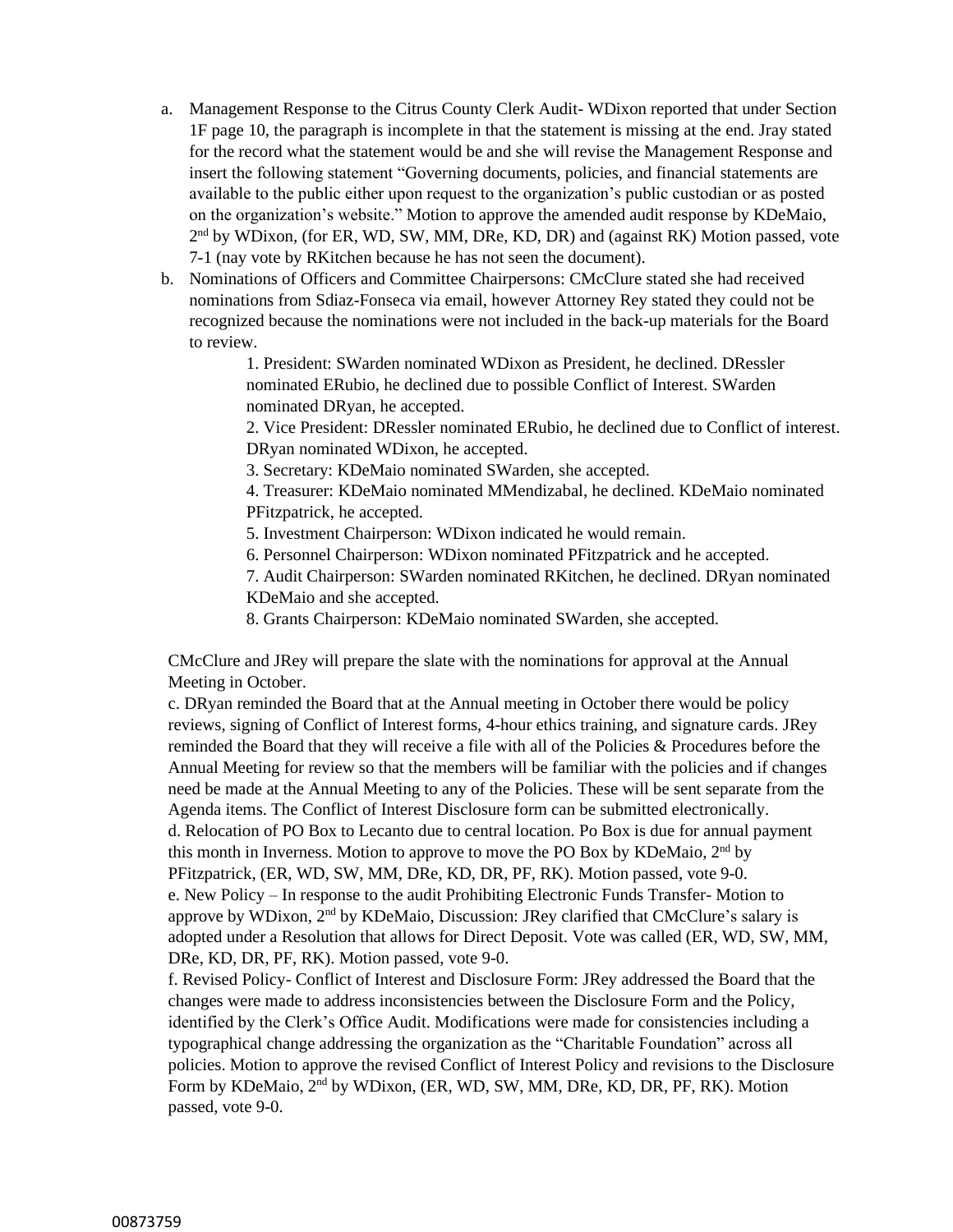a. Management Response to the Citrus County Clerk Audit- WDixon reported that under Section 1F page 10, the paragraph is incomplete in that the statement is missing at the end. Jray stated for the record what the statement would be and she will revise the Management Response and insert the following statement "Governing documents, policies, and financial statements are available to the public either upon request to the organization's public custodian or as posted on the organization's website." Motion to approve the amended audit response by KDeMaio, 2nd by WDixon, (for ER, WD, SW, MM, DRe, KD, DR) and (against RK) Motion passed, vote 7-1 (nay vote by RKitchen because he has not seen the document).

b. Nominations of Officers and Committee Chairpersons: CMcClure stated she had received nominations from Sdiaz-Fonseca via email, however Attorney Rey stated they could not be recognized because the nominations were not included in the back-up materials for the Board to review.

   1. President: SWarden nominated WDixon as President, he declined. DRessler nominated ERubio, he declined due to possible Conflict of Interest. SWarden nominated DRyan, he accepted.
   2. Vice President: DRessler nominated ERubio, he declined due to Conflict of interest. DRyan nominated WDixon, he accepted.
   3. Secretary: KDeMaio nominated SWarden, she accepted.
   4. Treasurer: KDeMaio nominated MMendizabal, he declined. KDeMaio nominated PFitzpatrick, he accepted.
   5. Investment Chairperson: WDixon indicated he would remain.
   6. Personnel Chairperson: WDixon nominated PFitzpatrick and he accepted.
   7. Audit Chairperson: SWarden nominated RKitchen, he declined. DRyan nominated KDeMaio and she accepted.
   8. Grants Chairperson: KDeMaio nominated SWarden, she accepted.

CMcClure and JRey will prepare the slate with the nominations for approval at the Annual Meeting in October.

c. DRyan reminded the Board that at the Annual meeting in October there would be policy reviews, signing of Conflict of Interest forms, 4-hour ethics training, and signature cards. JRey reminded the Board that they will receive a file with all of the Policies & Procedures before the Annual Meeting for review so that the members will be familiar with the policies and if changes need be made at the Annual Meeting to any of the Policies. These will be sent separate from the Agenda items. The Conflict of Interest Disclosure form can be submitted electronically.

d. Relocation of PO Box to Lecanto due to central location. Po Box is due for annual payment this month in Inverness. Motion to approve to move the PO Box by KDeMaio, 2nd by PFitzpatrick, (ER, WD, SW, MM, DRe, KD, DR, PF, RK). Motion passed, vote 9-0.

e. New Policy – In response to the audit Prohibiting Electronic Funds Transfer- Motion to approve by WDixon, 2nd by KDeMaio, Discussion: JRey clarified that CMcClure's salary is adopted under a Resolution that allows for Direct Deposit. Vote was called (ER, WD, SW, MM, DRe, KD, DR, PF, RK). Motion passed, vote 9-0.

f. Revised Policy- Conflict of Interest and Disclosure Form: JRey addressed the Board that the changes were made to address inconsistencies between the Disclosure Form and the Policy, identified by the Clerk's Office Audit. Modifications were made for consistencies including a typographical change addressing the organization as the "Charitable Foundation" across all policies. Motion to approve the revised Conflict of Interest Policy and revisions to the Disclosure Form by KDeMaio, 2nd by WDixon, (ER, WD, SW, MM, DRe, KD, DR, PF, RK). Motion passed, vote 9-0.

00873759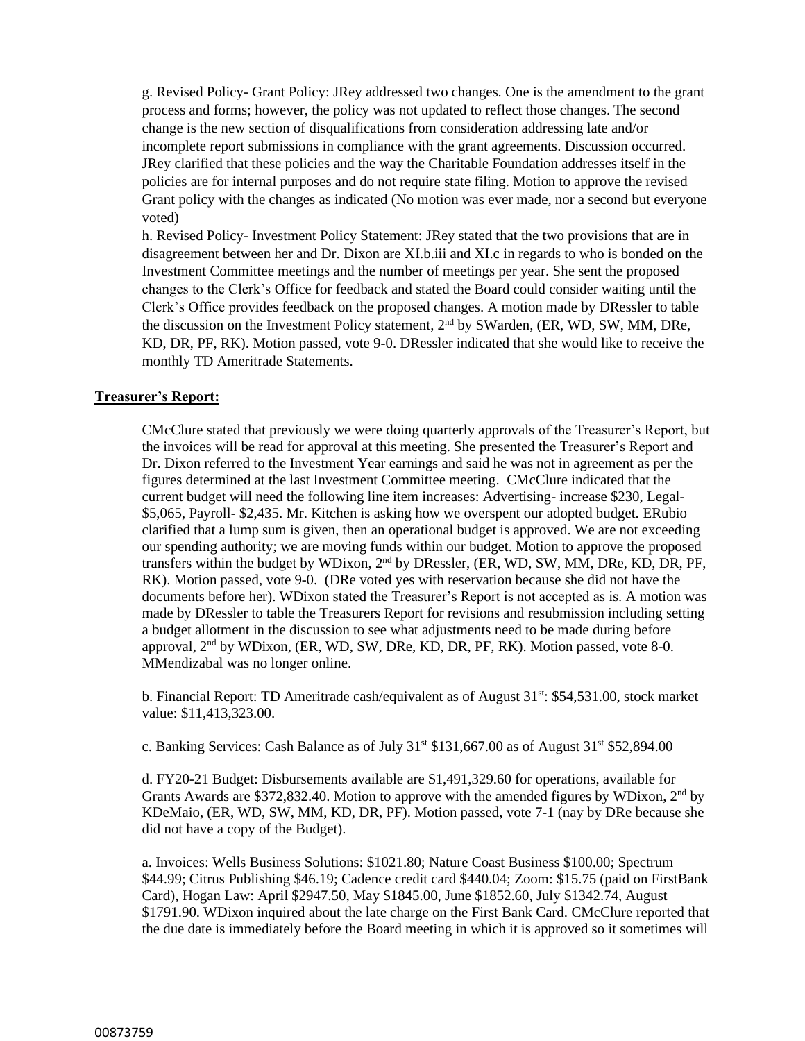g. Revised Policy- Grant Policy: JRey addressed two changes. One is the amendment to the grant process and forms; however, the policy was not updated to reflect those changes. The second change is the new section of disqualifications from consideration addressing late and/or incomplete report submissions in compliance with the grant agreements. Discussion occurred. JRey clarified that these policies and the way the Charitable Foundation addresses itself in the policies are for internal purposes and do not require state filing. Motion to approve the revised Grant policy with the changes as indicated (No motion was ever made, nor a second but everyone voted)

h. Revised Policy- Investment Policy Statement: JRey stated that the two provisions that are in disagreement between her and Dr. Dixon are XI.b.iii and XI.c in regards to who is bonded on the Investment Committee meetings and the number of meetings per year. She sent the proposed changes to the Clerk's Office for feedback and stated the Board could consider waiting until the Clerk's Office provides feedback on the proposed changes. A motion made by DRessler to table the discussion on the Investment Policy statement, 2nd by SWarden, (ER, WD, SW, MM, DRe, KD, DR, PF, RK). Motion passed, vote 9-0. DRessler indicated that she would like to receive the monthly TD Ameritrade Statements.

**Treasurer's Report:**

CMcClure stated that previously we were doing quarterly approvals of the Treasurer's Report, but the invoices will be read for approval at this meeting. She presented the Treasurer's Report and Dr. Dixon referred to the Investment Year earnings and said he was not in agreement as per the figures determined at the last Investment Committee meeting. CMcClure indicated that the current budget will need the following line item increases: Advertising- increase $230, Legal- $5,065, Payroll- $2,435. Mr. Kitchen is asking how we overspent our adopted budget. ERubio clarified that a lump sum is given, then an operational budget is approved. We are not exceeding our spending authority; we are moving funds within our budget. Motion to approve the proposed transfers within the budget by WDixon, 2nd by DRessler, (ER, WD, SW, MM, DRe, KD, DR, PF, RK). Motion passed, vote 9-0. (DRe voted yes with reservation because she did not have the documents before her). WDixon stated the Treasurer's Report is not accepted as is. A motion was made by DRessler to table the Treasurers Report for revisions and resubmission including setting a budget allotment in the discussion to see what adjustments need to be made during before approval, 2nd by WDixon, (ER, WD, SW, DRe, KD, DR, PF, RK). Motion passed, vote 8-0. MMendizabal was no longer online.

b. Financial Report: TD Ameritrade cash/equivalent as of August 31st: $54,531.00, stock market value: $11,413,323.00.

c. Banking Services: Cash Balance as of July 31st $131,667.00 as of August 31st $52,894.00

d. FY20-21 Budget: Disbursements available are $1,491,329.60 for operations, available for Grants Awards are $372,832.40. Motion to approve with the amended figures by WDixon, 2nd by KDeMaio, (ER, WD, SW, MM, KD, DR, PF). Motion passed, vote 7-1 (nay by DRe because she did not have a copy of the Budget).

a. Invoices: Wells Business Solutions: $1021.80; Nature Coast Business $100.00; Spectrum $44.99; Citrus Publishing $46.19; Cadence credit card $440.04; Zoom: $15.75 (paid on FirstBank Card), Hogan Law: April $2947.50, May $1845.00, June $1852.60, July $1342.74, August $1791.90. WDixon inquired about the late charge on the First Bank Card. CMcClure reported that the due date is immediately before the Board meeting in which it is approved so it sometimes will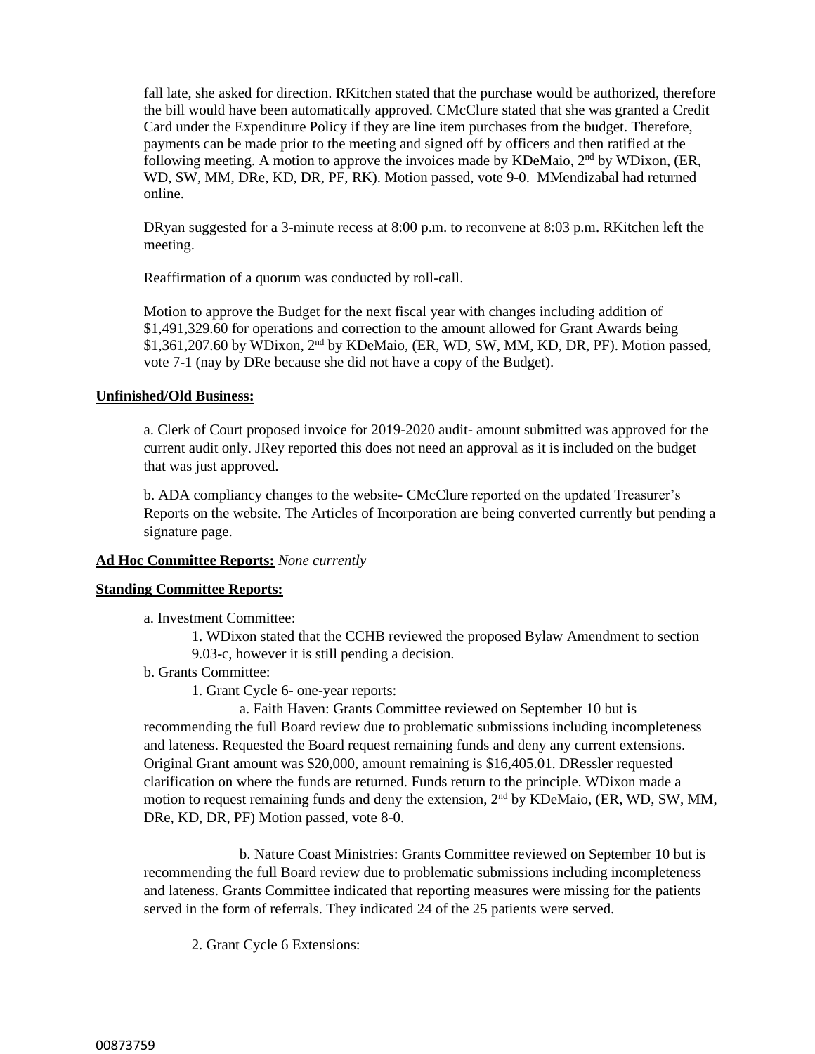fall late, she asked for direction. RKitchen stated that the purchase would be authorized, therefore the bill would have been automatically approved. CMcClure stated that she was granted a Credit Card under the Expenditure Policy if they are line item purchases from the budget. Therefore, payments can be made prior to the meeting and signed off by officers and then ratified at the following meeting. A motion to approve the invoices made by KDeMaio, 2nd by WDixon, (ER, WD, SW, MM, DRe, KD, DR, PF, RK). Motion passed, vote 9-0. MMendizabal had returned online.

DRyan suggested for a 3-minute recess at 8:00 p.m. to reconvene at 8:03 p.m. RKitchen left the meeting.

Reaffirmation of a quorum was conducted by roll-call.

Motion to approve the Budget for the next fiscal year with changes including addition of $1,491,329.60 for operations and correction to the amount allowed for Grant Awards being $1,361,207.60 by WDixon, 2nd by KDeMaio, (ER, WD, SW, MM, KD, DR, PF). Motion passed, vote 7-1 (nay by DRe because she did not have a copy of the Budget).

**Unfinished/Old Business:**

a. Clerk of Court proposed invoice for 2019-2020 audit- amount submitted was approved for the current audit only. JRey reported this does not need an approval as it is included on the budget that was just approved.

b. ADA compliancy changes to the website- CMcClure reported on the updated Treasurer's Reports on the website. The Articles of Incorporation are being converted currently but pending a signature page.

**Ad Hoc Committee Reports:** *None currently*

**Standing Committee Reports:**

a. Investment Committee:

1. WDixon stated that the CCHB reviewed the proposed Bylaw Amendment to section 9.03-c, however it is still pending a decision.

b. Grants Committee:

1. Grant Cycle 6- one-year reports:

a. Faith Haven: Grants Committee reviewed on September 10 but is recommending the full Board review due to problematic submissions including incompleteness and lateness. Requested the Board request remaining funds and deny any current extensions. Original Grant amount was $20,000, amount remaining is $16,405.01. DRessler requested clarification on where the funds are returned. Funds return to the principle. WDixon made a motion to request remaining funds and deny the extension, 2nd by KDeMaio, (ER, WD, SW, MM, DRe, KD, DR, PF) Motion passed, vote 8-0.

b. Nature Coast Ministries: Grants Committee reviewed on September 10 but is recommending the full Board review due to problematic submissions including incompleteness and lateness. Grants Committee indicated that reporting measures were missing for the patients served in the form of referrals. They indicated 24 of the 25 patients were served.

2. Grant Cycle 6 Extensions:

00873759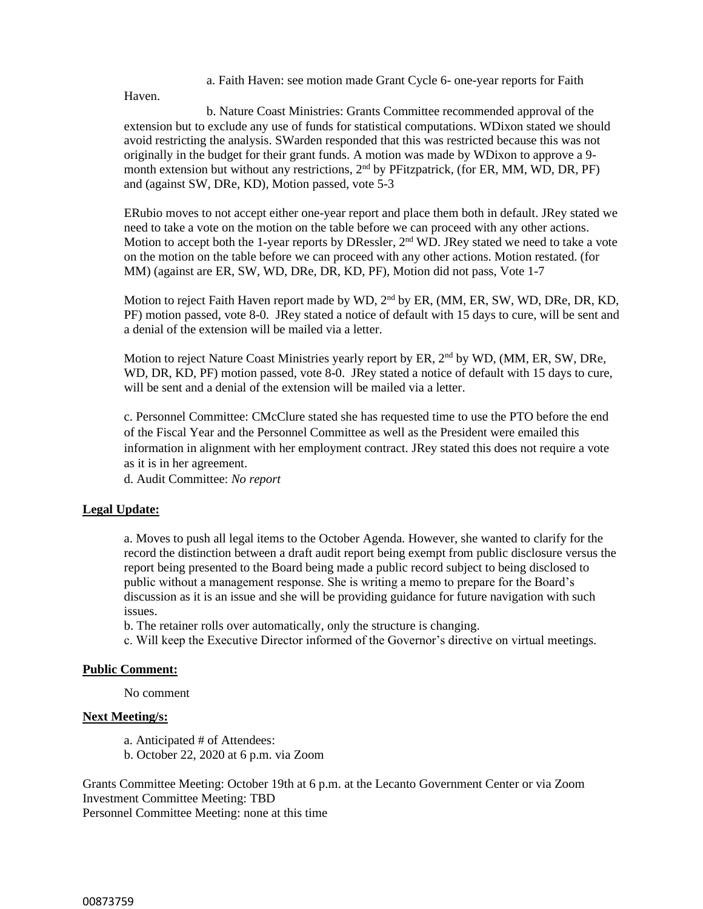a. Faith Haven: see motion made Grant Cycle 6- one-year reports for Faith Haven.

b. Nature Coast Ministries: Grants Committee recommended approval of the extension but to exclude any use of funds for statistical computations. WDixon stated we should avoid restricting the analysis. SWarden responded that this was restricted because this was not originally in the budget for their grant funds. A motion was made by WDixon to approve a 9-month extension but without any restrictions, 2nd by PFitzpatrick, (for ER, MM, WD, DR, PF) and (against SW, DRe, KD), Motion passed, vote 5-3

ERubio moves to not accept either one-year report and place them both in default. JRey stated we need to take a vote on the motion on the table before we can proceed with any other actions. Motion to accept both the 1-year reports by DRessler, 2nd WD. JRey stated we need to take a vote on the motion on the table before we can proceed with any other actions. Motion restated. (for MM) (against are ER, SW, WD, DRe, DR, KD, PF), Motion did not pass, Vote 1-7

Motion to reject Faith Haven report made by WD, 2nd by ER, (MM, ER, SW, WD, DRe, DR, KD, PF) motion passed, vote 8-0. JRey stated a notice of default with 15 days to cure, will be sent and a denial of the extension will be mailed via a letter.

Motion to reject Nature Coast Ministries yearly report by ER, 2nd by WD, (MM, ER, SW, DRe, WD, DR, KD, PF) motion passed, vote 8-0. JRey stated a notice of default with 15 days to cure, will be sent and a denial of the extension will be mailed via a letter.

c. Personnel Committee: CMcClure stated she has requested time to use the PTO before the end of the Fiscal Year and the Personnel Committee as well as the President were emailed this information in alignment with her employment contract. JRey stated this does not require a vote as it is in her agreement.

d. Audit Committee: *No report*

**Legal Update:**

a. Moves to push all legal items to the October Agenda. However, she wanted to clarify for the record the distinction between a draft audit report being exempt from public disclosure versus the report being presented to the Board being made a public record subject to being disclosed to public without a management response. She is writing a memo to prepare for the Board's discussion as it is an issue and she will be providing guidance for future navigation with such issues.

b. The retainer rolls over automatically, only the structure is changing.

c. Will keep the Executive Director informed of the Governor's directive on virtual meetings.

**Public Comment:**

No comment

**Next Meeting/s:**

a. Anticipated # of Attendees:

b. October 22, 2020 at 6 p.m. via Zoom

Grants Committee Meeting: October 19th at 6 p.m. at the Lecanto Government Center or via Zoom
Investment Committee Meeting: TBD
Personnel Committee Meeting: none at this time

00873759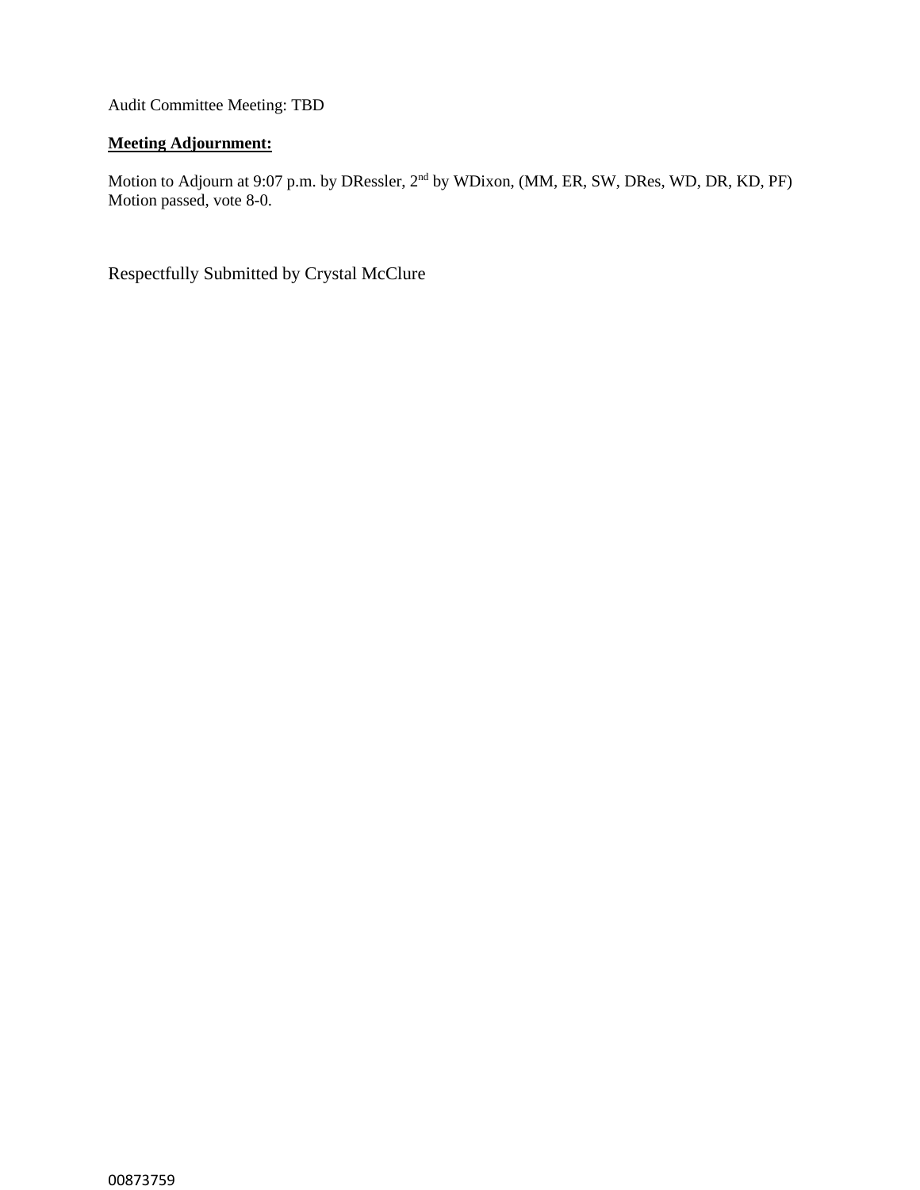Audit Committee Meeting: TBD

**Meeting Adjournment:**

Motion to Adjourn at 9:07 p.m. by DRessler, 2nd by WDixon, (MM, ER, SW, DRes, WD, DR, KD, PF)
Motion passed, vote 8-0.

Respectfully Submitted by Crystal McClure

00873759